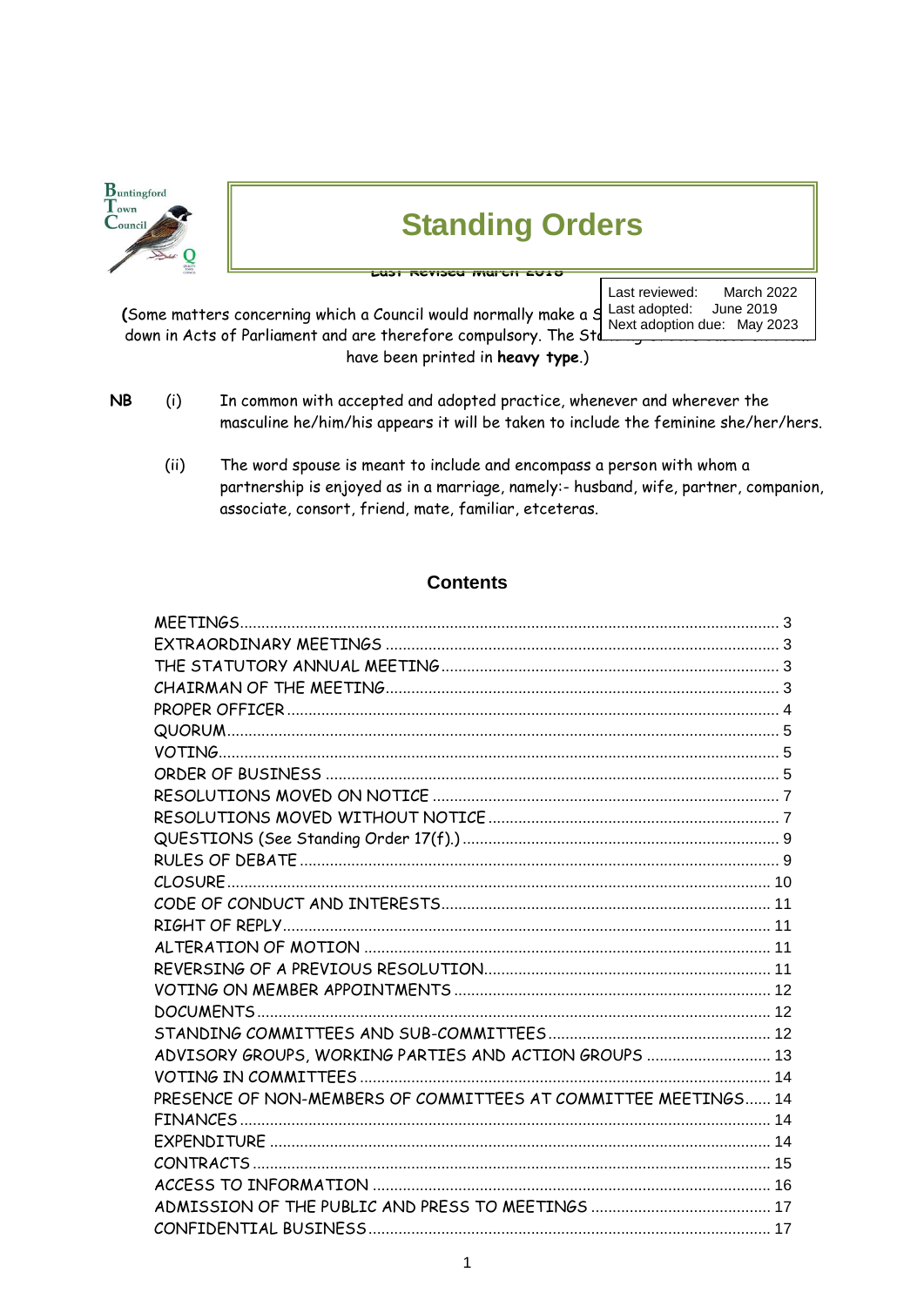Buntingford Town Council

# Standing Orders

Last Revised March 2018

| | |
|---|---|
| Last reviewed: | March 2022 |
| Last adopted: | June 2019 |
| Next adoption due: | May 2023 |

(Some matters concerning which a Council would normally make a S... down in Acts of Parliament and are therefore compulsory. The St... have been printed in **heavy type**.)

**NB** (i) In common with accepted and adopted practice, whenever and wherever the masculine he/him/his appears it will be taken to include the feminine she/her/hers.

(ii) The word spouse is meant to include and encompass a person with whom a partnership is enjoyed as in a marriage, namely:- husband, wife, partner, companion, associate, consort, friend, mate, familiar, etceteras.

## Contents

| | |
|---|---|
| MEETINGS | 3 |
| EXTRAORDINARY MEETINGS | 3 |
| THE STATUTORY ANNUAL MEETING | 3 |
| CHAIRMAN OF THE MEETING | 3 |
| PROPER OFFICER | 4 |
| QUORUM | 5 |
| VOTING | 5 |
| ORDER OF BUSINESS | 5 |
| RESOLUTIONS MOVED ON NOTICE | 7 |
| RESOLUTIONS MOVED WITHOUT NOTICE | 7 |
| QUESTIONS (See Standing Order 17(f).) | 9 |
| RULES OF DEBATE | 9 |
| CLOSURE | 10 |
| CODE OF CONDUCT AND INTERESTS | 11 |
| RIGHT OF REPLY | 11 |
| ALTERATION OF MOTION | 11 |
| REVERSING OF A PREVIOUS RESOLUTION | 11 |
| VOTING ON MEMBER APPOINTMENTS | 12 |
| DOCUMENTS | 12 |
| STANDING COMMITTEES AND SUB-COMMITTEES | 12 |
| ADVISORY GROUPS, WORKING PARTIES AND ACTION GROUPS | 13 |
| VOTING IN COMMITTEES | 14 |
| PRESENCE OF NON-MEMBERS OF COMMITTEES AT COMMITTEE MEETINGS | 14 |
| FINANCES | 14 |
| EXPENDITURE | 14 |
| CONTRACTS | 15 |
| ACCESS TO INFORMATION | 16 |
| ADMISSION OF THE PUBLIC AND PRESS TO MEETINGS | 17 |
| CONFIDENTIAL BUSINESS | 17 |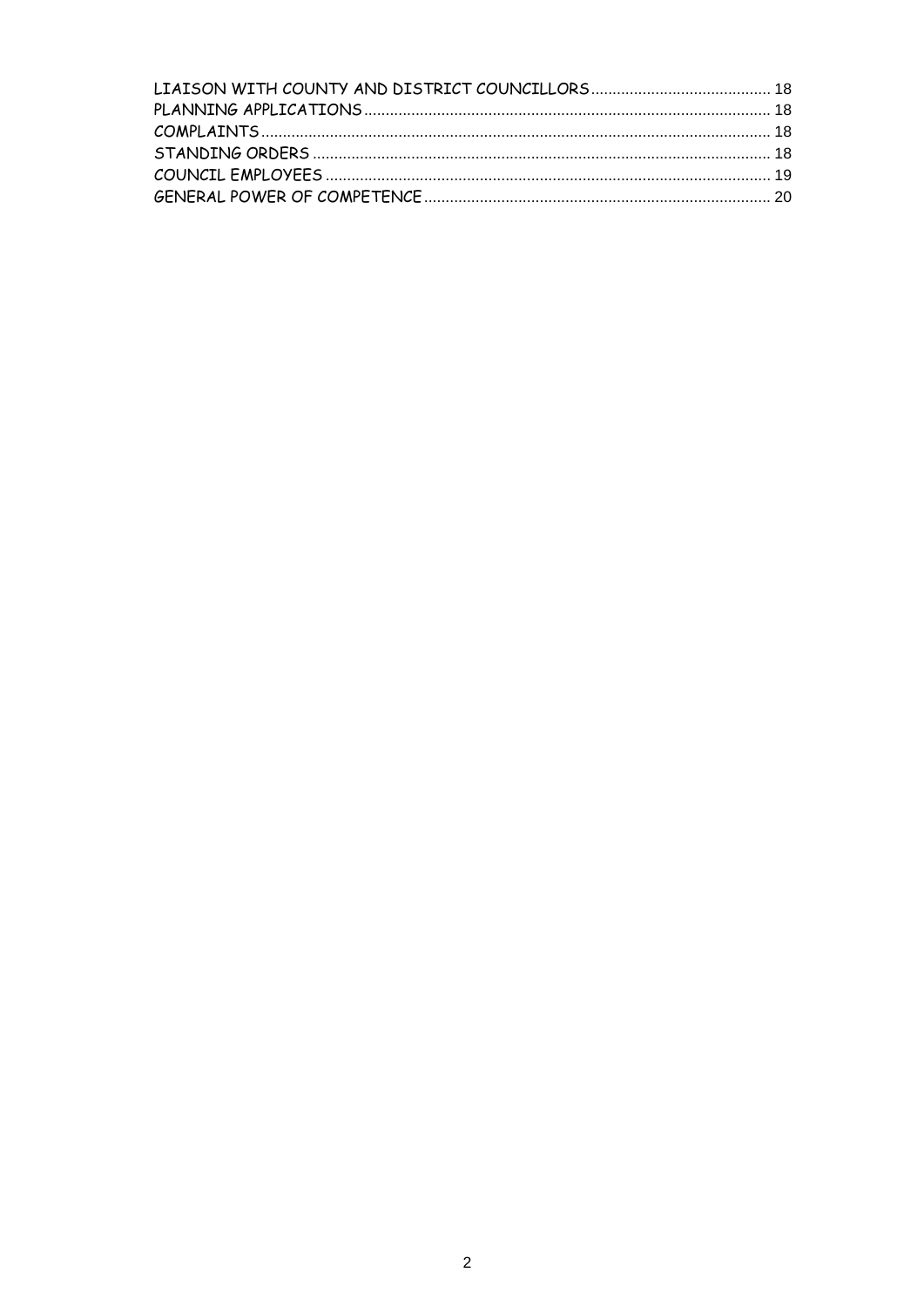LIAISON WITH COUNTY AND DISTRICT COUNCILLORS .......... 18
PLANNING APPLICATIONS .......... 18
COMPLAINTS .......... 18
STANDING ORDERS .......... 18
COUNCIL EMPLOYEES .......... 19
GENERAL POWER OF COMPETENCE .......... 20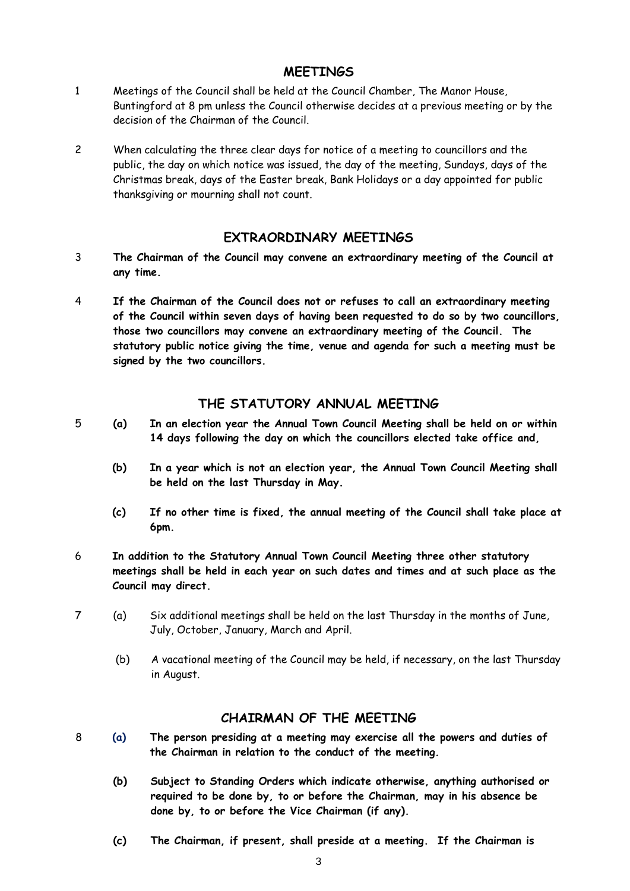## MEETINGS

1 Meetings of the Council shall be held at the Council Chamber, The Manor House, Buntingford at 8 pm unless the Council otherwise decides at a previous meeting or by the decision of the Chairman of the Council.

2 When calculating the three clear days for notice of a meeting to councillors and the public, the day on which notice was issued, the day of the meeting, Sundays, days of the Christmas break, days of the Easter break, Bank Holidays or a day appointed for public thanksgiving or mourning shall not count.

## EXTRAORDINARY MEETINGS

3 **The Chairman of the Council may convene an extraordinary meeting of the Council at any time.**

4 **If the Chairman of the Council does not or refuses to call an extraordinary meeting of the Council within seven days of having been requested to do so by two councillors, those two councillors may convene an extraordinary meeting of the Council. The statutory public notice giving the time, venue and agenda for such a meeting must be signed by the two councillors.**

## THE STATUTORY ANNUAL MEETING

5 **(a) In an election year the Annual Town Council Meeting shall be held on or within 14 days following the day on which the councillors elected take office and,**

**(b) In a year which is not an election year, the Annual Town Council Meeting shall be held on the last Thursday in May.**

**(c) If no other time is fixed, the annual meeting of the Council shall take place at 6pm.**

6 **In addition to the Statutory Annual Town Council Meeting three other statutory meetings shall be held in each year on such dates and times and at such place as the Council may direct.**

7 (a) Six additional meetings shall be held on the last Thursday in the months of June, July, October, January, March and April.

(b) A vacational meeting of the Council may be held, if necessary, on the last Thursday in August.

## CHAIRMAN OF THE MEETING

8 **(a) The person presiding at a meeting may exercise all the powers and duties of the Chairman in relation to the conduct of the meeting.**

**(b) Subject to Standing Orders which indicate otherwise, anything authorised or required to be done by, to or before the Chairman, may in his absence be done by, to or before the Vice Chairman (if any).**

**(c) The Chairman, if present, shall preside at a meeting. If the Chairman is**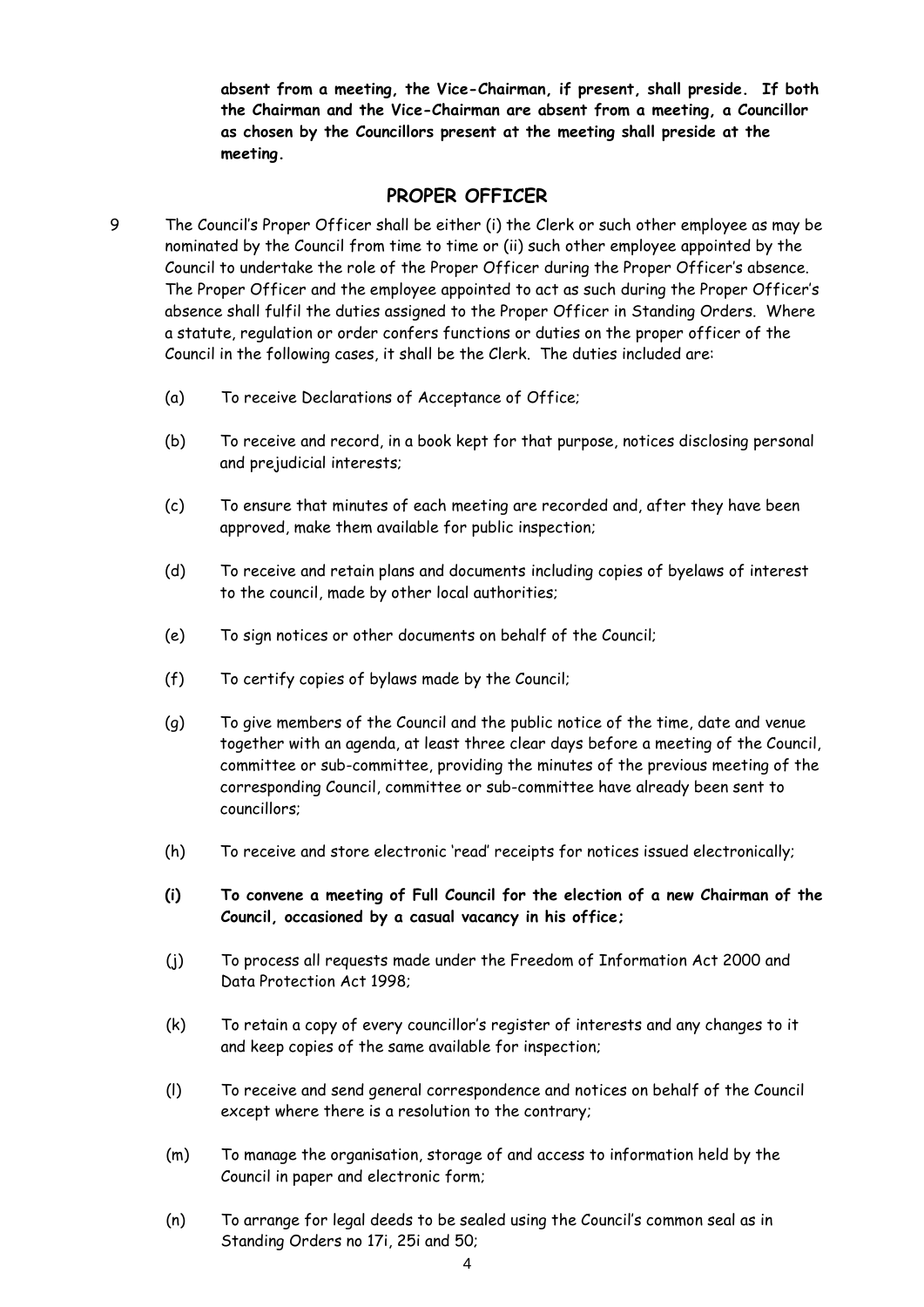**absent from a meeting, the Vice-Chairman, if present, shall preside. If both the Chairman and the Vice-Chairman are absent from a meeting, a Councillor as chosen by the Councillors present at the meeting shall preside at the meeting.**

## PROPER OFFICER

9 The Council's Proper Officer shall be either (i) the Clerk or such other employee as may be nominated by the Council from time to time or (ii) such other employee appointed by the Council to undertake the role of the Proper Officer during the Proper Officer's absence. The Proper Officer and the employee appointed to act as such during the Proper Officer's absence shall fulfil the duties assigned to the Proper Officer in Standing Orders. Where a statute, regulation or order confers functions or duties on the proper officer of the Council in the following cases, it shall be the Clerk. The duties included are:

(a) To receive Declarations of Acceptance of Office;

(b) To receive and record, in a book kept for that purpose, notices disclosing personal and prejudicial interests;

(c) To ensure that minutes of each meeting are recorded and, after they have been approved, make them available for public inspection;

(d) To receive and retain plans and documents including copies of byelaws of interest to the council, made by other local authorities;

(e) To sign notices or other documents on behalf of the Council;

(f) To certify copies of bylaws made by the Council;

(g) To give members of the Council and the public notice of the time, date and venue together with an agenda, at least three clear days before a meeting of the Council, committee or sub-committee, providing the minutes of the previous meeting of the corresponding Council, committee or sub-committee have already been sent to councillors;

(h) To receive and store electronic 'read' receipts for notices issued electronically;

**(i) To convene a meeting of Full Council for the election of a new Chairman of the Council, occasioned by a casual vacancy in his office;**

(j) To process all requests made under the Freedom of Information Act 2000 and Data Protection Act 1998;

(k) To retain a copy of every councillor's register of interests and any changes to it and keep copies of the same available for inspection;

(l) To receive and send general correspondence and notices on behalf of the Council except where there is a resolution to the contrary;

(m) To manage the organisation, storage of and access to information held by the Council in paper and electronic form;

(n) To arrange for legal deeds to be sealed using the Council's common seal as in Standing Orders no 17i, 25i and 50;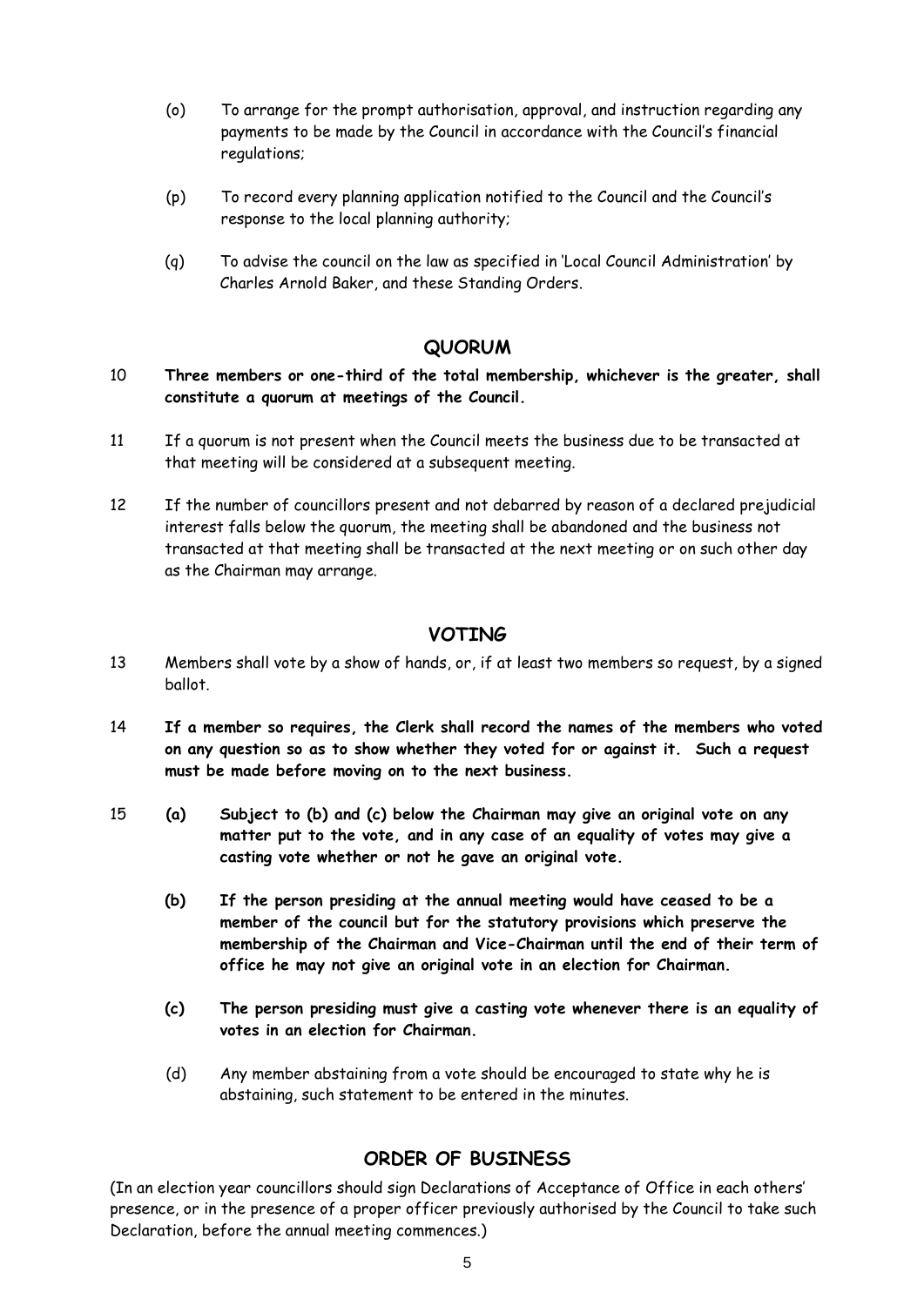(o) To arrange for the prompt authorisation, approval, and instruction regarding any payments to be made by the Council in accordance with the Council's financial regulations;

(p) To record every planning application notified to the Council and the Council's response to the local planning authority;

(q) To advise the council on the law as specified in 'Local Council Administration' by Charles Arnold Baker, and these Standing Orders.

## QUORUM

10 **Three members or one-third of the total membership, whichever is the greater, shall constitute a quorum at meetings of the Council.**

11 If a quorum is not present when the Council meets the business due to be transacted at that meeting will be considered at a subsequent meeting.

12 If the number of councillors present and not debarred by reason of a declared prejudicial interest falls below the quorum, the meeting shall be abandoned and the business not transacted at that meeting shall be transacted at the next meeting or on such other day as the Chairman may arrange.

## VOTING

13 Members shall vote by a show of hands, or, if at least two members so request, by a signed ballot.

14 **If a member so requires, the Clerk shall record the names of the members who voted on any question so as to show whether they voted for or against it. Such a request must be made before moving on to the next business.**

15 **(a) Subject to (b) and (c) below the Chairman may give an original vote on any matter put to the vote, and in any case of an equality of votes may give a casting vote whether or not he gave an original vote.**

**(b) If the person presiding at the annual meeting would have ceased to be a member of the council but for the statutory provisions which preserve the membership of the Chairman and Vice-Chairman until the end of their term of office he may not give an original vote in an election for Chairman.**

**(c) The person presiding must give a casting vote whenever there is an equality of votes in an election for Chairman.**

(d) Any member abstaining from a vote should be encouraged to state why he is abstaining, such statement to be entered in the minutes.

## ORDER OF BUSINESS

(In an election year councillors should sign Declarations of Acceptance of Office in each others' presence, or in the presence of a proper officer previously authorised by the Council to take such Declaration, before the annual meeting commences.)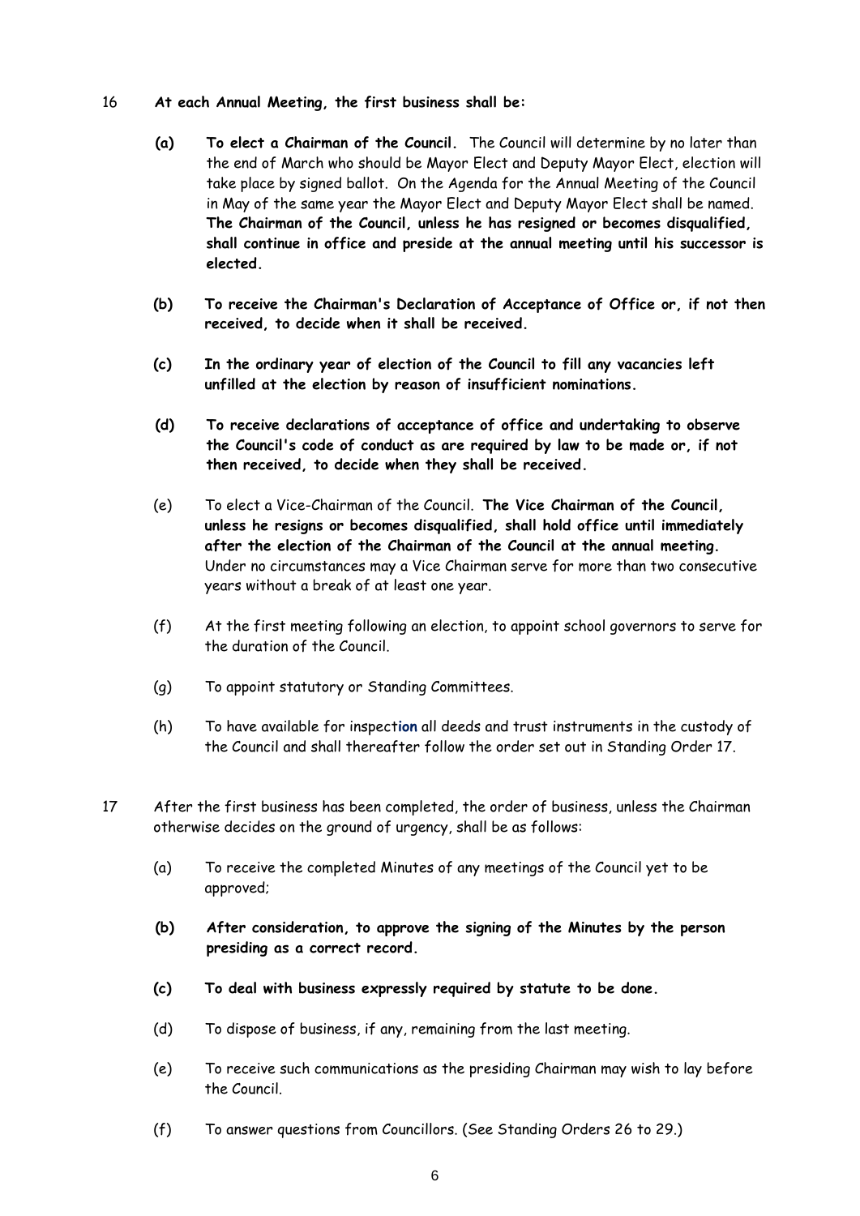16 **At each Annual Meeting, the first business shall be:**

- **(a) To elect a Chairman of the Council.** The Council will determine by no later than the end of March who should be Mayor Elect and Deputy Mayor Elect, election will take place by signed ballot. On the Agenda for the Annual Meeting of the Council in May of the same year the Mayor Elect and Deputy Mayor Elect shall be named. **The Chairman of the Council, unless he has resigned or becomes disqualified, shall continue in office and preside at the annual meeting until his successor is elected.**

- **(b) To receive the Chairman's Declaration of Acceptance of Office or, if not then received, to decide when it shall be received.**

- **(c) In the ordinary year of election of the Council to fill any vacancies left unfilled at the election by reason of insufficient nominations.**

- **(d) To receive declarations of acceptance of office and undertaking to observe the Council's code of conduct as are required by law to be made or, if not then received, to decide when they shall be received.**

- (e) To elect a Vice-Chairman of the Council. **The Vice Chairman of the Council, unless he resigns or becomes disqualified, shall hold office until immediately after the election of the Chairman of the Council at the annual meeting.** Under no circumstances may a Vice Chairman serve for more than two consecutive years without a break of at least one year.

- (f) At the first meeting following an election, to appoint school governors to serve for the duration of the Council.

- (g) To appoint statutory or Standing Committees.

- (h) To have available for inspection all deeds and trust instruments in the custody of the Council and shall thereafter follow the order set out in Standing Order 17.

17 After the first business has been completed, the order of business, unless the Chairman otherwise decides on the ground of urgency, shall be as follows:

- (a) To receive the completed Minutes of any meetings of the Council yet to be approved;

- **(b) After consideration, to approve the signing of the Minutes by the person presiding as a correct record.**

- **(c) To deal with business expressly required by statute to be done.**

- (d) To dispose of business, if any, remaining from the last meeting.

- (e) To receive such communications as the presiding Chairman may wish to lay before the Council.

- (f) To answer questions from Councillors. (See Standing Orders 26 to 29.)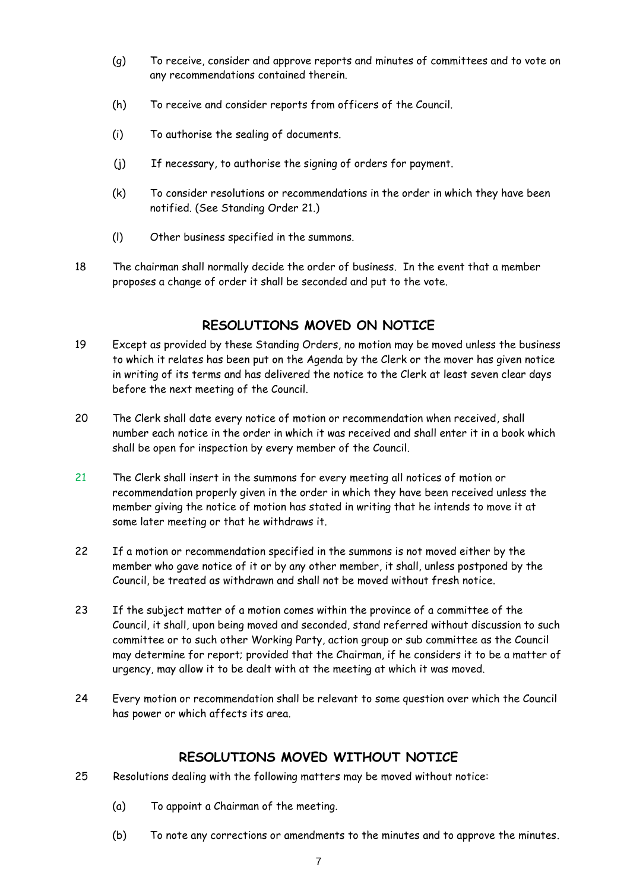(g) To receive, consider and approve reports and minutes of committees and to vote on any recommendations contained therein.

(h) To receive and consider reports from officers of the Council.

(i) To authorise the sealing of documents.

(j) If necessary, to authorise the signing of orders for payment.

(k) To consider resolutions or recommendations in the order in which they have been notified. (See Standing Order 21.)

(l) Other business specified in the summons.

18 The chairman shall normally decide the order of business. In the event that a member proposes a change of order it shall be seconded and put to the vote.

## RESOLUTIONS MOVED ON NOTICE

19 Except as provided by these Standing Orders, no motion may be moved unless the business to which it relates has been put on the Agenda by the Clerk or the mover has given notice in writing of its terms and has delivered the notice to the Clerk at least seven clear days before the next meeting of the Council.

20 The Clerk shall date every notice of motion or recommendation when received, shall number each notice in the order in which it was received and shall enter it in a book which shall be open for inspection by every member of the Council.

21 The Clerk shall insert in the summons for every meeting all notices of motion or recommendation properly given in the order in which they have been received unless the member giving the notice of motion has stated in writing that he intends to move it at some later meeting or that he withdraws it.

22 If a motion or recommendation specified in the summons is not moved either by the member who gave notice of it or by any other member, it shall, unless postponed by the Council, be treated as withdrawn and shall not be moved without fresh notice.

23 If the subject matter of a motion comes within the province of a committee of the Council, it shall, upon being moved and seconded, stand referred without discussion to such committee or to such other Working Party, action group or sub committee as the Council may determine for report; provided that the Chairman, if he considers it to be a matter of urgency, may allow it to be dealt with at the meeting at which it was moved.

24 Every motion or recommendation shall be relevant to some question over which the Council has power or which affects its area.

## RESOLUTIONS MOVED WITHOUT NOTICE

25 Resolutions dealing with the following matters may be moved without notice:

(a) To appoint a Chairman of the meeting.

(b) To note any corrections or amendments to the minutes and to approve the minutes.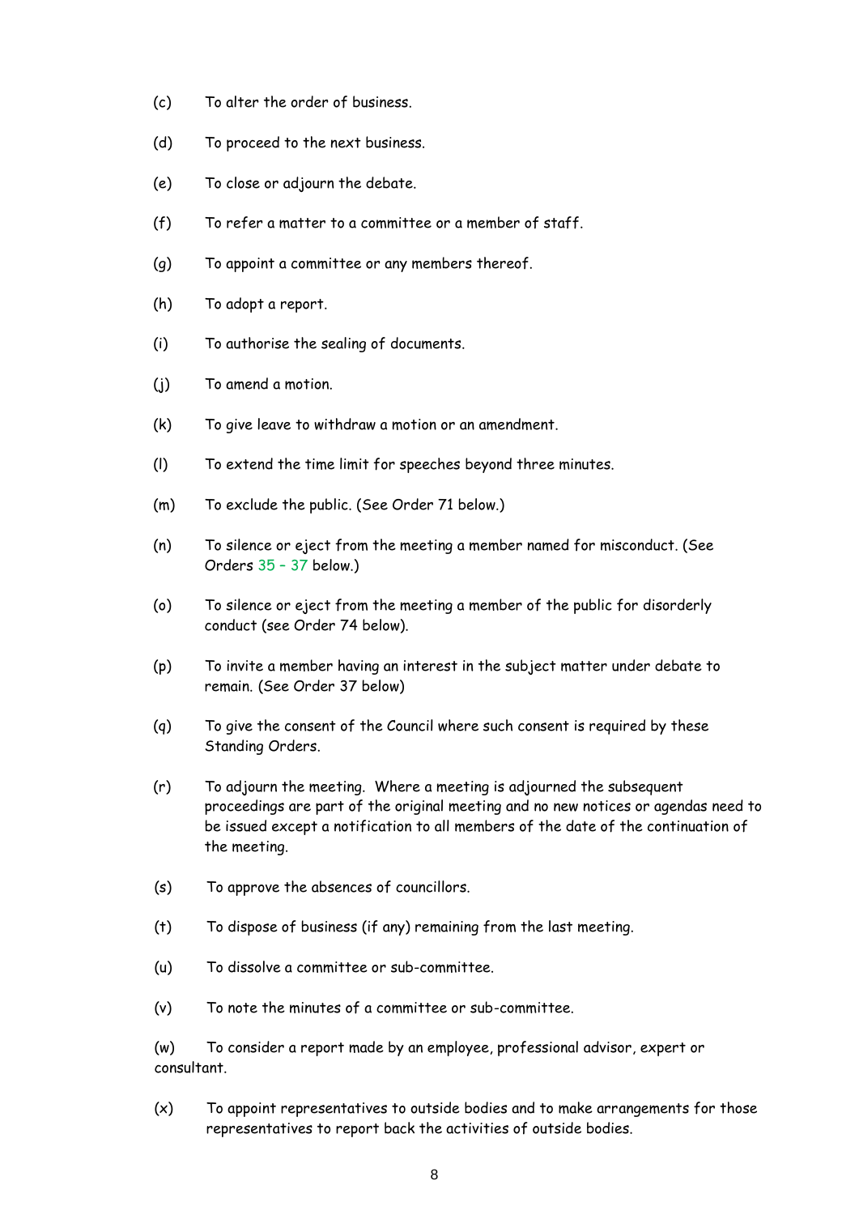(c) To alter the order of business.

(d) To proceed to the next business.

(e) To close or adjourn the debate.

(f) To refer a matter to a committee or a member of staff.

(g) To appoint a committee or any members thereof.

(h) To adopt a report.

(i) To authorise the sealing of documents.

(j) To amend a motion.

(k) To give leave to withdraw a motion or an amendment.

(l) To extend the time limit for speeches beyond three minutes.

(m) To exclude the public. (See Order 71 below.)

(n) To silence or eject from the meeting a member named for misconduct. (See Orders 35 – 37 below.)

(o) To silence or eject from the meeting a member of the public for disorderly conduct (see Order 74 below).

(p) To invite a member having an interest in the subject matter under debate to remain. (See Order 37 below)

(q) To give the consent of the Council where such consent is required by these Standing Orders.

(r) To adjourn the meeting. Where a meeting is adjourned the subsequent proceedings are part of the original meeting and no new notices or agendas need to be issued except a notification to all members of the date of the continuation of the meeting.

(s) To approve the absences of councillors.

(t) To dispose of business (if any) remaining from the last meeting.

(u) To dissolve a committee or sub-committee.

(v) To note the minutes of a committee or sub-committee.

(w) To consider a report made by an employee, professional advisor, expert or consultant.

(x) To appoint representatives to outside bodies and to make arrangements for those representatives to report back the activities of outside bodies.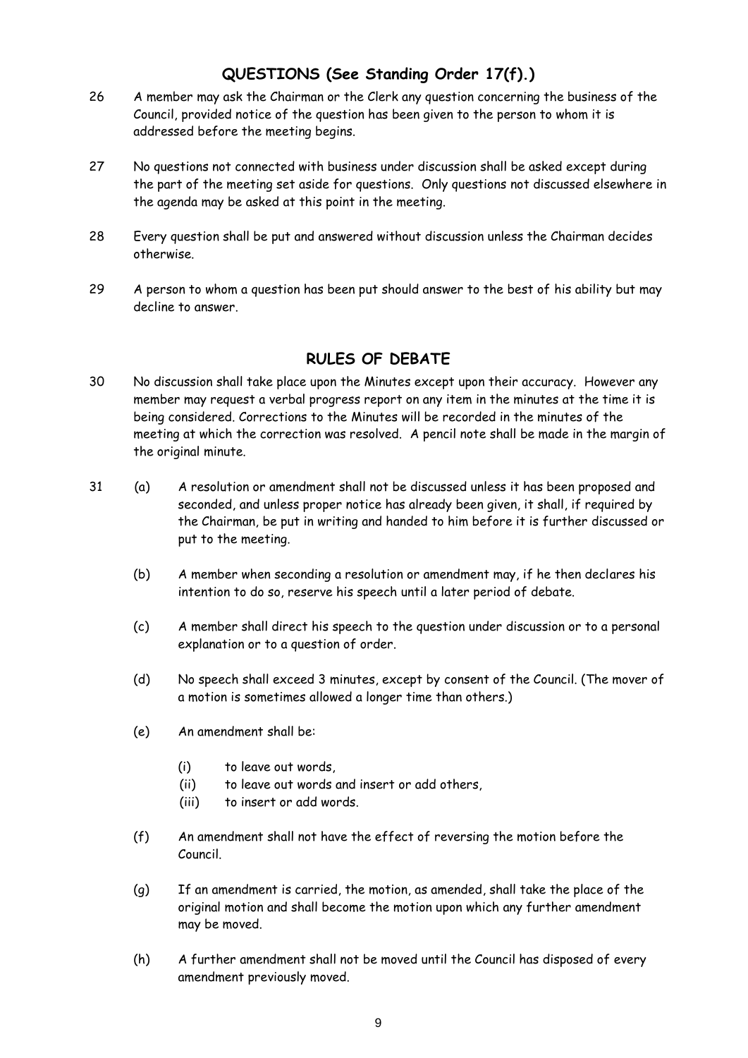## QUESTIONS (See Standing Order 17(f).)

26 A member may ask the Chairman or the Clerk any question concerning the business of the Council, provided notice of the question has been given to the person to whom it is addressed before the meeting begins.

27 No questions not connected with business under discussion shall be asked except during the part of the meeting set aside for questions. Only questions not discussed elsewhere in the agenda may be asked at this point in the meeting.

28 Every question shall be put and answered without discussion unless the Chairman decides otherwise.

29 A person to whom a question has been put should answer to the best of his ability but may decline to answer.

## RULES OF DEBATE

30 No discussion shall take place upon the Minutes except upon their accuracy. However any member may request a verbal progress report on any item in the minutes at the time it is being considered. Corrections to the Minutes will be recorded in the minutes of the meeting at which the correction was resolved. A pencil note shall be made in the margin of the original minute.

31 (a) A resolution or amendment shall not be discussed unless it has been proposed and seconded, and unless proper notice has already been given, it shall, if required by the Chairman, be put in writing and handed to him before it is further discussed or put to the meeting.

(b) A member when seconding a resolution or amendment may, if he then declares his intention to do so, reserve his speech until a later period of debate.

(c) A member shall direct his speech to the question under discussion or to a personal explanation or to a question of order.

(d) No speech shall exceed 3 minutes, except by consent of the Council. (The mover of a motion is sometimes allowed a longer time than others.)

(e) An amendment shall be:

- (i) to leave out words,
- (ii) to leave out words and insert or add others,
- (iii) to insert or add words.

(f) An amendment shall not have the effect of reversing the motion before the Council.

(g) If an amendment is carried, the motion, as amended, shall take the place of the original motion and shall become the motion upon which any further amendment may be moved.

(h) A further amendment shall not be moved until the Council has disposed of every amendment previously moved.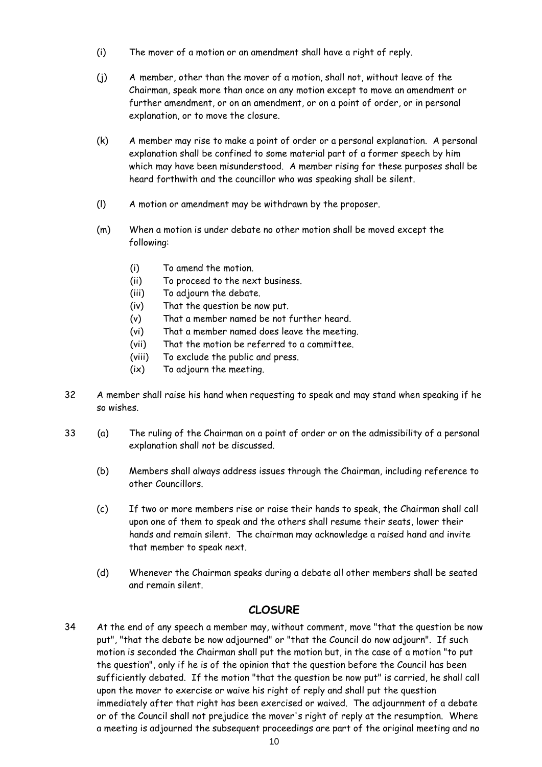(i) The mover of a motion or an amendment shall have a right of reply.

(j) A member, other than the mover of a motion, shall not, without leave of the Chairman, speak more than once on any motion except to move an amendment or further amendment, or on an amendment, or on a point of order, or in personal explanation, or to move the closure.

(k) A member may rise to make a point of order or a personal explanation. A personal explanation shall be confined to some material part of a former speech by him which may have been misunderstood. A member rising for these purposes shall be heard forthwith and the councillor who was speaking shall be silent.

(l) A motion or amendment may be withdrawn by the proposer.

(m) When a motion is under debate no other motion shall be moved except the following:

- (i) To amend the motion.
- (ii) To proceed to the next business.
- (iii) To adjourn the debate.
- (iv) That the question be now put.
- (v) That a member named be not further heard.
- (vi) That a member named does leave the meeting.
- (vii) That the motion be referred to a committee.
- (viii) To exclude the public and press.
- (ix) To adjourn the meeting.

32 A member shall raise his hand when requesting to speak and may stand when speaking if he so wishes.

33 (a) The ruling of the Chairman on a point of order or on the admissibility of a personal explanation shall not be discussed.

(b) Members shall always address issues through the Chairman, including reference to other Councillors.

(c) If two or more members rise or raise their hands to speak, the Chairman shall call upon one of them to speak and the others shall resume their seats, lower their hands and remain silent. The chairman may acknowledge a raised hand and invite that member to speak next.

(d) Whenever the Chairman speaks during a debate all other members shall be seated and remain silent.

## CLOSURE

34 At the end of any speech a member may, without comment, move "that the question be now put", "that the debate be now adjourned" or "that the Council do now adjourn". If such motion is seconded the Chairman shall put the motion but, in the case of a motion "to put the question", only if he is of the opinion that the question before the Council has been sufficiently debated. If the motion "that the question be now put" is carried, he shall call upon the mover to exercise or waive his right of reply and shall put the question immediately after that right has been exercised or waived. The adjournment of a debate or of the Council shall not prejudice the mover's right of reply at the resumption. Where a meeting is adjourned the subsequent proceedings are part of the original meeting and no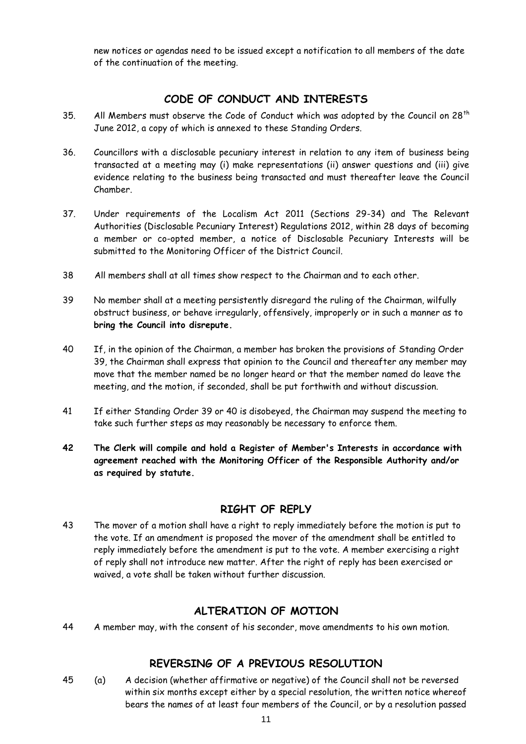new notices or agendas need to be issued except a notification to all members of the date of the continuation of the meeting.

## CODE OF CONDUCT AND INTERESTS

35. All Members must observe the Code of Conduct which was adopted by the Council on 28th June 2012, a copy of which is annexed to these Standing Orders.

36. Councillors with a disclosable pecuniary interest in relation to any item of business being transacted at a meeting may (i) make representations (ii) answer questions and (iii) give evidence relating to the business being transacted and must thereafter leave the Council Chamber.

37. Under requirements of the Localism Act 2011 (Sections 29-34) and The Relevant Authorities (Disclosable Pecuniary Interest) Regulations 2012, within 28 days of becoming a member or co-opted member, a notice of Disclosable Pecuniary Interests will be submitted to the Monitoring Officer of the District Council.

38 All members shall at all times show respect to the Chairman and to each other.

39 No member shall at a meeting persistently disregard the ruling of the Chairman, wilfully obstruct business, or behave irregularly, offensively, improperly or in such a manner as to **bring the Council into disrepute.**

40 If, in the opinion of the Chairman, a member has broken the provisions of Standing Order 39, the Chairman shall express that opinion to the Council and thereafter any member may move that the member named be no longer heard or that the member named do leave the meeting, and the motion, if seconded, shall be put forthwith and without discussion.

41 If either Standing Order 39 or 40 is disobeyed, the Chairman may suspend the meeting to take such further steps as may reasonably be necessary to enforce them.

**42 The Clerk will compile and hold a Register of Member's Interests in accordance with agreement reached with the Monitoring Officer of the Responsible Authority and/or as required by statute.**

## RIGHT OF REPLY

43 The mover of a motion shall have a right to reply immediately before the motion is put to the vote. If an amendment is proposed the mover of the amendment shall be entitled to reply immediately before the amendment is put to the vote. A member exercising a right of reply shall not introduce new matter. After the right of reply has been exercised or waived, a vote shall be taken without further discussion.

## ALTERATION OF MOTION

44 A member may, with the consent of his seconder, move amendments to his own motion.

## REVERSING OF A PREVIOUS RESOLUTION

45 (a) A decision (whether affirmative or negative) of the Council shall not be reversed within six months except either by a special resolution, the written notice whereof bears the names of at least four members of the Council, or by a resolution passed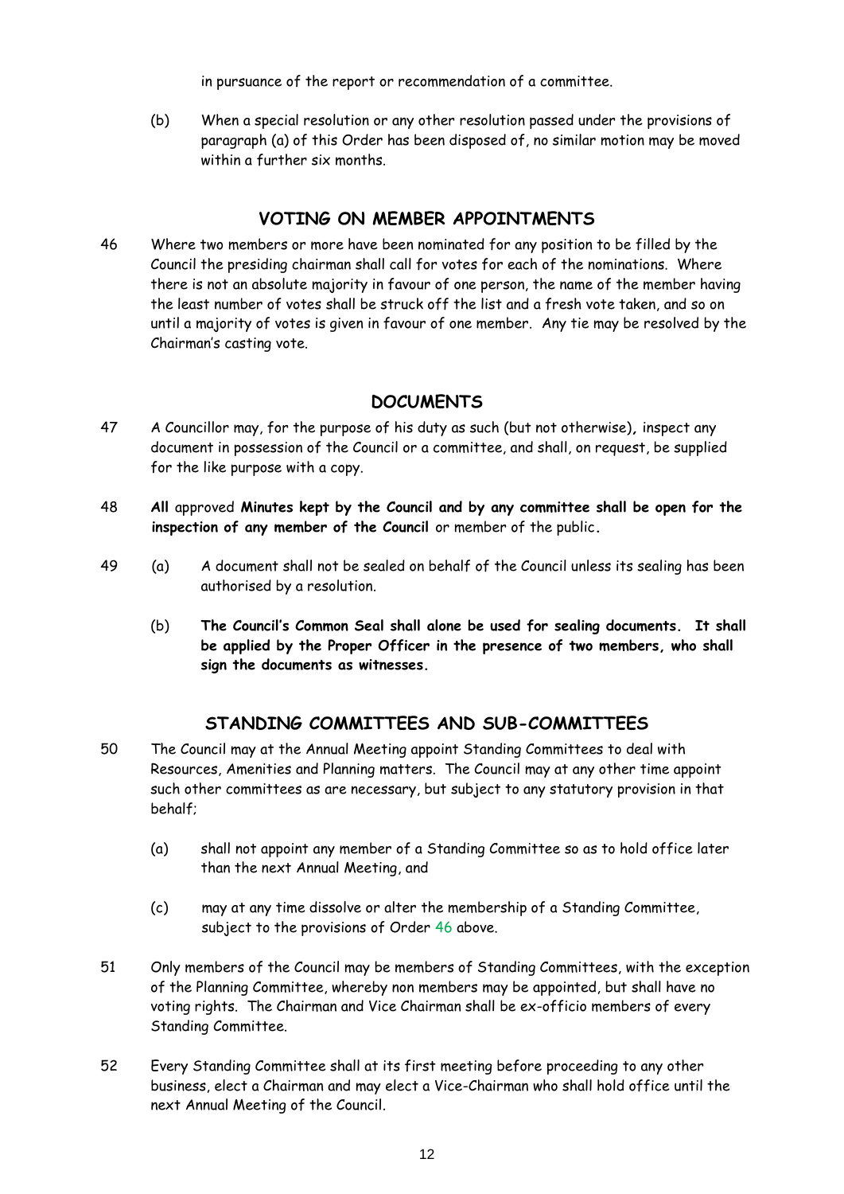in pursuance of the report or recommendation of a committee.

(b) When a special resolution or any other resolution passed under the provisions of paragraph (a) of this Order has been disposed of, no similar motion may be moved within a further six months.

## VOTING ON MEMBER APPOINTMENTS

46 Where two members or more have been nominated for any position to be filled by the Council the presiding chairman shall call for votes for each of the nominations. Where there is not an absolute majority in favour of one person, the name of the member having the least number of votes shall be struck off the list and a fresh vote taken, and so on until a majority of votes is given in favour of one member. Any tie may be resolved by the Chairman's casting vote.

## DOCUMENTS

47 A Councillor may, for the purpose of his duty as such (but not otherwise), inspect any document in possession of the Council or a committee, and shall, on request, be supplied for the like purpose with a copy.

48 **All** approved **Minutes kept by the Council and by any committee shall be open for the inspection of any member of the Council** or member of the public**.**

49 (a) A document shall not be sealed on behalf of the Council unless its sealing has been authorised by a resolution.

(b) **The Council's Common Seal shall alone be used for sealing documents. It shall be applied by the Proper Officer in the presence of two members, who shall sign the documents as witnesses.**

## STANDING COMMITTEES AND SUB-COMMITTEES

50 The Council may at the Annual Meeting appoint Standing Committees to deal with Resources, Amenities and Planning matters. The Council may at any other time appoint such other committees as are necessary, but subject to any statutory provision in that behalf;

(a) shall not appoint any member of a Standing Committee so as to hold office later than the next Annual Meeting, and

(c) may at any time dissolve or alter the membership of a Standing Committee, subject to the provisions of Order 46 above.

51 Only members of the Council may be members of Standing Committees, with the exception of the Planning Committee, whereby non members may be appointed, but shall have no voting rights. The Chairman and Vice Chairman shall be ex-officio members of every Standing Committee.

52 Every Standing Committee shall at its first meeting before proceeding to any other business, elect a Chairman and may elect a Vice-Chairman who shall hold office until the next Annual Meeting of the Council.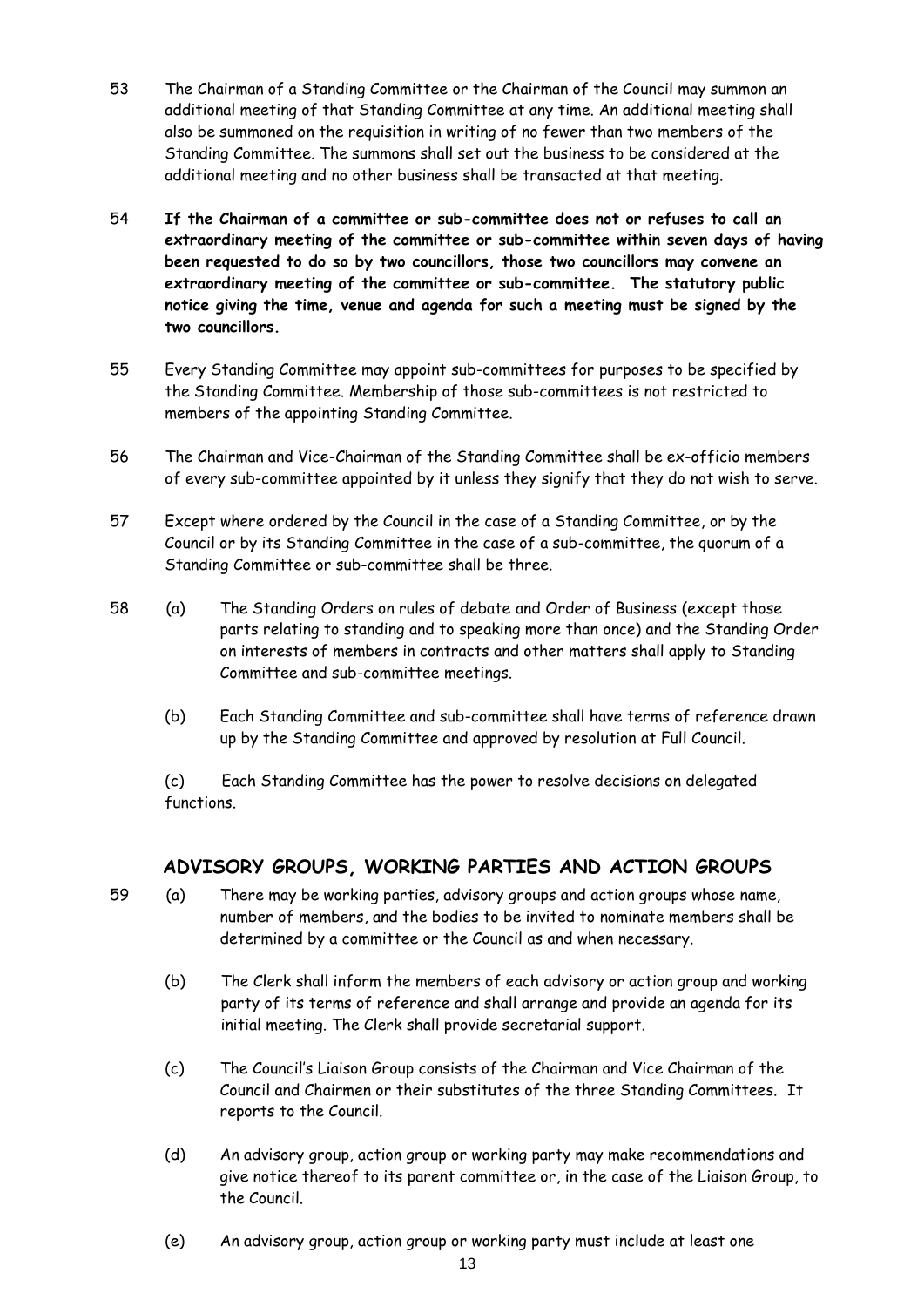53 The Chairman of a Standing Committee or the Chairman of the Council may summon an additional meeting of that Standing Committee at any time. An additional meeting shall also be summoned on the requisition in writing of no fewer than two members of the Standing Committee. The summons shall set out the business to be considered at the additional meeting and no other business shall be transacted at that meeting.

54 **If the Chairman of a committee or sub-committee does not or refuses to call an extraordinary meeting of the committee or sub-committee within seven days of having been requested to do so by two councillors, those two councillors may convene an extraordinary meeting of the committee or sub-committee. The statutory public notice giving the time, venue and agenda for such a meeting must be signed by the two councillors.**

55 Every Standing Committee may appoint sub-committees for purposes to be specified by the Standing Committee. Membership of those sub-committees is not restricted to members of the appointing Standing Committee.

56 The Chairman and Vice-Chairman of the Standing Committee shall be ex-officio members of every sub-committee appointed by it unless they signify that they do not wish to serve.

57 Except where ordered by the Council in the case of a Standing Committee, or by the Council or by its Standing Committee in the case of a sub-committee, the quorum of a Standing Committee or sub-committee shall be three.

58 (a) The Standing Orders on rules of debate and Order of Business (except those parts relating to standing and to speaking more than once) and the Standing Order on interests of members in contracts and other matters shall apply to Standing Committee and sub-committee meetings.

(b) Each Standing Committee and sub-committee shall have terms of reference drawn up by the Standing Committee and approved by resolution at Full Council.

(c) Each Standing Committee has the power to resolve decisions on delegated functions.

## ADVISORY GROUPS, WORKING PARTIES AND ACTION GROUPS

59 (a) There may be working parties, advisory groups and action groups whose name, number of members, and the bodies to be invited to nominate members shall be determined by a committee or the Council as and when necessary.

(b) The Clerk shall inform the members of each advisory or action group and working party of its terms of reference and shall arrange and provide an agenda for its initial meeting. The Clerk shall provide secretarial support.

(c) The Council's Liaison Group consists of the Chairman and Vice Chairman of the Council and Chairmen or their substitutes of the three Standing Committees. It reports to the Council.

(d) An advisory group, action group or working party may make recommendations and give notice thereof to its parent committee or, in the case of the Liaison Group, to the Council.

(e) An advisory group, action group or working party must include at least one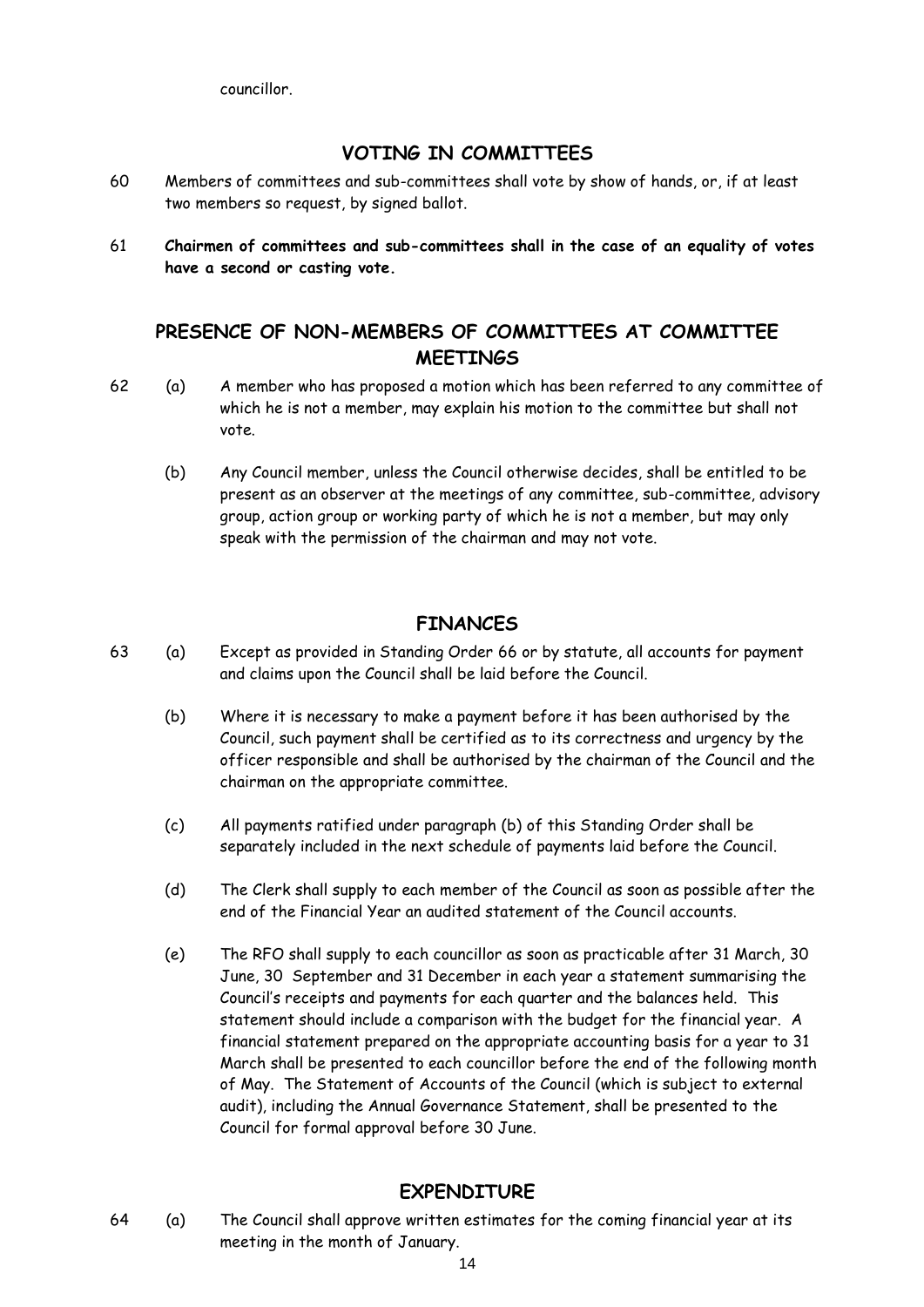councillor.

## VOTING IN COMMITTEES

60 Members of committees and sub-committees shall vote by show of hands, or, if at least two members so request, by signed ballot.

61 **Chairmen of committees and sub-committees shall in the case of an equality of votes have a second or casting vote.**

## PRESENCE OF NON-MEMBERS OF COMMITTEES AT COMMITTEE MEETINGS

62 (a) A member who has proposed a motion which has been referred to any committee of which he is not a member, may explain his motion to the committee but shall not vote.

(b) Any Council member, unless the Council otherwise decides, shall be entitled to be present as an observer at the meetings of any committee, sub-committee, advisory group, action group or working party of which he is not a member, but may only speak with the permission of the chairman and may not vote.

## FINANCES

63 (a) Except as provided in Standing Order 66 or by statute, all accounts for payment and claims upon the Council shall be laid before the Council.

(b) Where it is necessary to make a payment before it has been authorised by the Council, such payment shall be certified as to its correctness and urgency by the officer responsible and shall be authorised by the chairman of the Council and the chairman on the appropriate committee.

(c) All payments ratified under paragraph (b) of this Standing Order shall be separately included in the next schedule of payments laid before the Council.

(d) The Clerk shall supply to each member of the Council as soon as possible after the end of the Financial Year an audited statement of the Council accounts.

(e) The RFO shall supply to each councillor as soon as practicable after 31 March, 30 June, 30 September and 31 December in each year a statement summarising the Council's receipts and payments for each quarter and the balances held. This statement should include a comparison with the budget for the financial year. A financial statement prepared on the appropriate accounting basis for a year to 31 March shall be presented to each councillor before the end of the following month of May. The Statement of Accounts of the Council (which is subject to external audit), including the Annual Governance Statement, shall be presented to the Council for formal approval before 30 June.

## EXPENDITURE

64 (a) The Council shall approve written estimates for the coming financial year at its meeting in the month of January.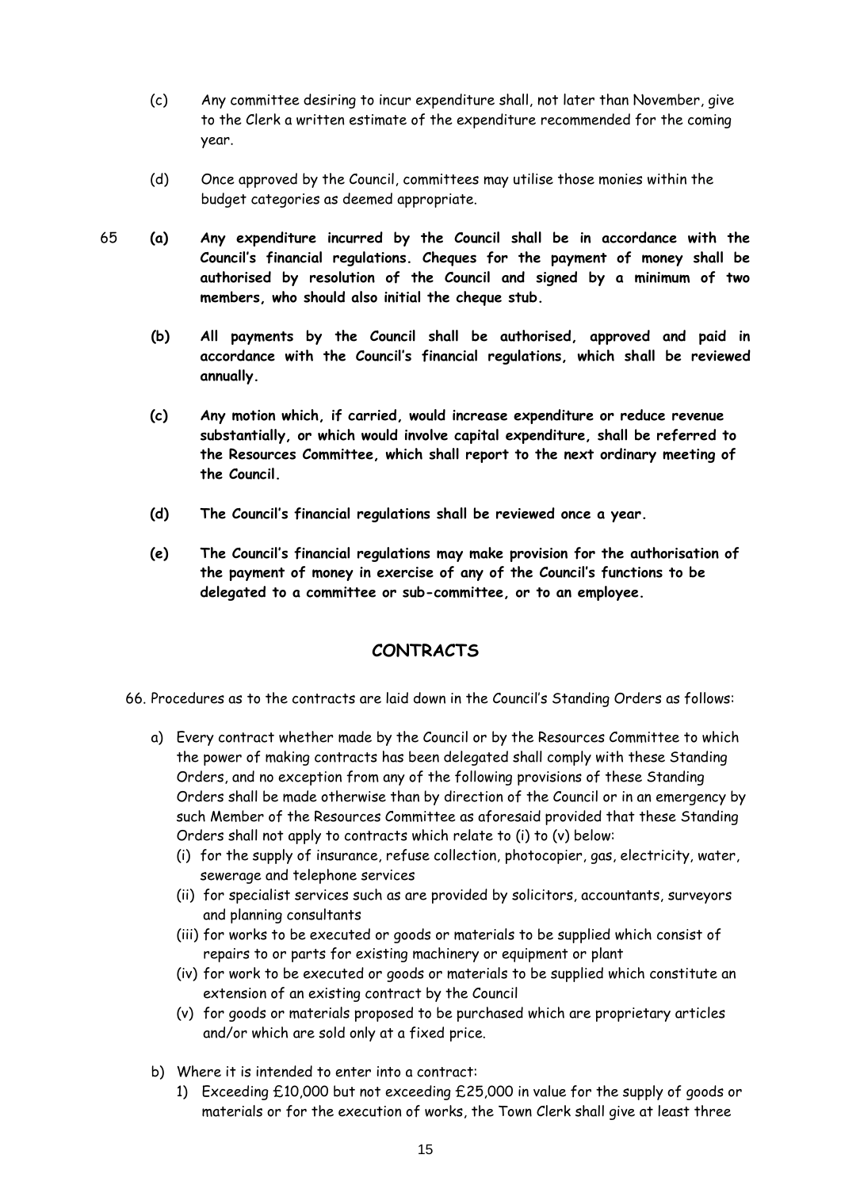(c) Any committee desiring to incur expenditure shall, not later than November, give to the Clerk a written estimate of the expenditure recommended for the coming year.

(d) Once approved by the Council, committees may utilise those monies within the budget categories as deemed appropriate.

65 **(a) Any expenditure incurred by the Council shall be in accordance with the Council's financial regulations. Cheques for the payment of money shall be authorised by resolution of the Council and signed by a minimum of two members, who should also initial the cheque stub.**

**(b) All payments by the Council shall be authorised, approved and paid in accordance with the Council's financial regulations, which shall be reviewed annually.**

**(c) Any motion which, if carried, would increase expenditure or reduce revenue substantially, or which would involve capital expenditure, shall be referred to the Resources Committee, which shall report to the next ordinary meeting of the Council.**

**(d) The Council's financial regulations shall be reviewed once a year.**

**(e) The Council's financial regulations may make provision for the authorisation of the payment of money in exercise of any of the Council's functions to be delegated to a committee or sub-committee, or to an employee.**

## CONTRACTS

66. Procedures as to the contracts are laid down in the Council's Standing Orders as follows:

a) Every contract whether made by the Council or by the Resources Committee to which the power of making contracts has been delegated shall comply with these Standing Orders, and no exception from any of the following provisions of these Standing Orders shall be made otherwise than by direction of the Council or in an emergency by such Member of the Resources Committee as aforesaid provided that these Standing Orders shall not apply to contracts which relate to (i) to (v) below:
   (i) for the supply of insurance, refuse collection, photocopier, gas, electricity, water, sewerage and telephone services
   (ii) for specialist services such as are provided by solicitors, accountants, surveyors and planning consultants
   (iii) for works to be executed or goods or materials to be supplied which consist of repairs to or parts for existing machinery or equipment or plant
   (iv) for work to be executed or goods or materials to be supplied which constitute an extension of an existing contract by the Council
   (v) for goods or materials proposed to be purchased which are proprietary articles and/or which are sold only at a fixed price.

b) Where it is intended to enter into a contract:
   1) Exceeding £10,000 but not exceeding £25,000 in value for the supply of goods or materials or for the execution of works, the Town Clerk shall give at least three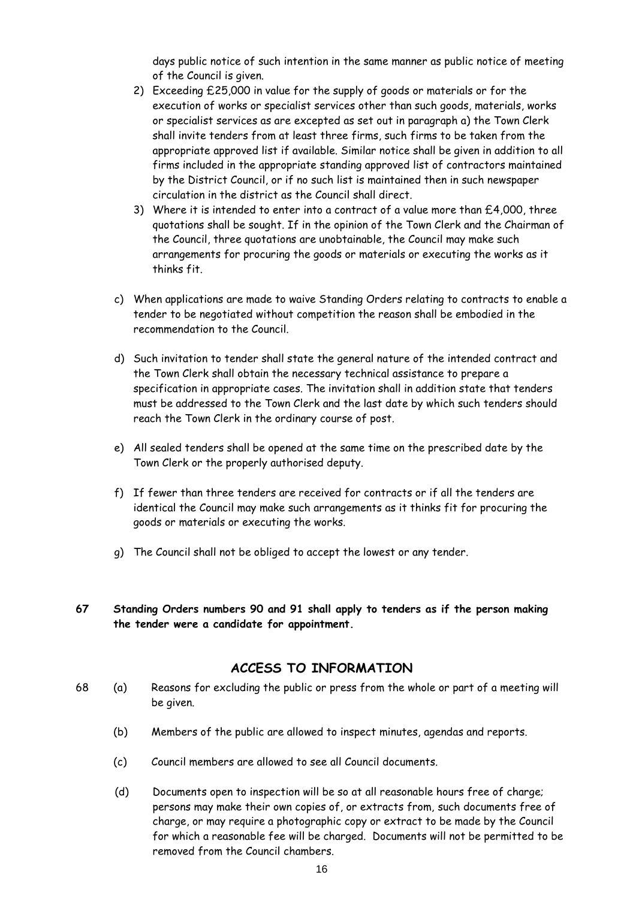days public notice of such intention in the same manner as public notice of meeting of the Council is given.

2) Exceeding £25,000 in value for the supply of goods or materials or for the execution of works or specialist services other than such goods, materials, works or specialist services as are excepted as set out in paragraph a) the Town Clerk shall invite tenders from at least three firms, such firms to be taken from the appropriate approved list if available. Similar notice shall be given in addition to all firms included in the appropriate standing approved list of contractors maintained by the District Council, or if no such list is maintained then in such newspaper circulation in the district as the Council shall direct.

3) Where it is intended to enter into a contract of a value more than £4,000, three quotations shall be sought. If in the opinion of the Town Clerk and the Chairman of the Council, three quotations are unobtainable, the Council may make such arrangements for procuring the goods or materials or executing the works as it thinks fit.

c) When applications are made to waive Standing Orders relating to contracts to enable a tender to be negotiated without competition the reason shall be embodied in the recommendation to the Council.

d) Such invitation to tender shall state the general nature of the intended contract and the Town Clerk shall obtain the necessary technical assistance to prepare a specification in appropriate cases. The invitation shall in addition state that tenders must be addressed to the Town Clerk and the last date by which such tenders should reach the Town Clerk in the ordinary course of post.

e) All sealed tenders shall be opened at the same time on the prescribed date by the Town Clerk or the properly authorised deputy.

f) If fewer than three tenders are received for contracts or if all the tenders are identical the Council may make such arrangements as it thinks fit for procuring the goods or materials or executing the works.

g) The Council shall not be obliged to accept the lowest or any tender.

**67 Standing Orders numbers 90 and 91 shall apply to tenders as if the person making the tender were a candidate for appointment.**

## ACCESS TO INFORMATION

68 (a) Reasons for excluding the public or press from the whole or part of a meeting will be given.

(b) Members of the public are allowed to inspect minutes, agendas and reports.

(c) Council members are allowed to see all Council documents.

(d) Documents open to inspection will be so at all reasonable hours free of charge; persons may make their own copies of, or extracts from, such documents free of charge, or may require a photographic copy or extract to be made by the Council for which a reasonable fee will be charged. Documents will not be permitted to be removed from the Council chambers.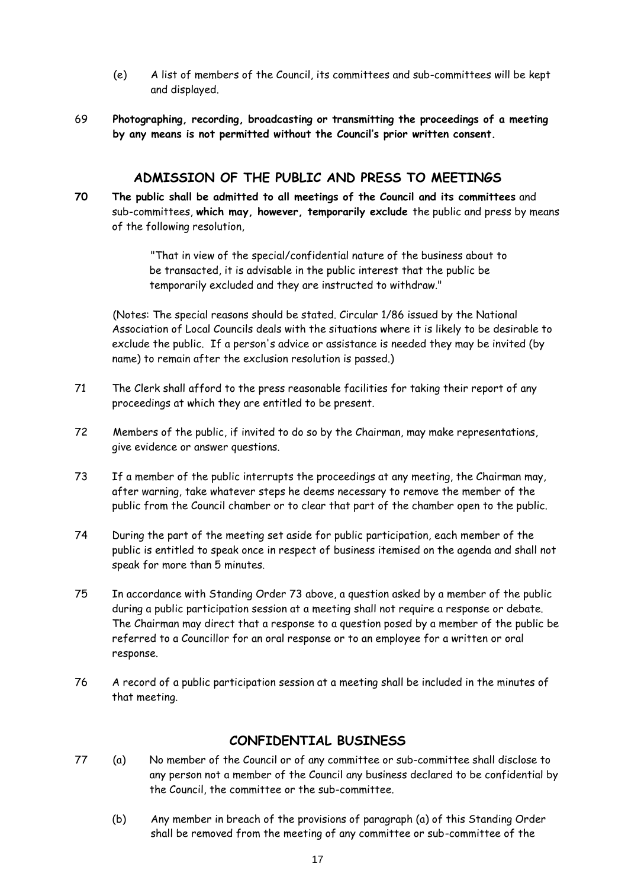(e) A list of members of the Council, its committees and sub-committees will be kept and displayed.

69 **Photographing, recording, broadcasting or transmitting the proceedings of a meeting by any means is not permitted without the Council's prior written consent.**

## ADMISSION OF THE PUBLIC AND PRESS TO MEETINGS

**70** **The public shall be admitted to all meetings of the Council and its committees** and sub-committees, **which may, however, temporarily exclude** the public and press by means of the following resolution,

> "That in view of the special/confidential nature of the business about to be transacted, it is advisable in the public interest that the public be temporarily excluded and they are instructed to withdraw."

(Notes: The special reasons should be stated. Circular 1/86 issued by the National Association of Local Councils deals with the situations where it is likely to be desirable to exclude the public. If a person's advice or assistance is needed they may be invited (by name) to remain after the exclusion resolution is passed.)

71 The Clerk shall afford to the press reasonable facilities for taking their report of any proceedings at which they are entitled to be present.

72 Members of the public, if invited to do so by the Chairman, may make representations, give evidence or answer questions.

73 If a member of the public interrupts the proceedings at any meeting, the Chairman may, after warning, take whatever steps he deems necessary to remove the member of the public from the Council chamber or to clear that part of the chamber open to the public.

74 During the part of the meeting set aside for public participation, each member of the public is entitled to speak once in respect of business itemised on the agenda and shall not speak for more than 5 minutes.

75 In accordance with Standing Order 73 above, a question asked by a member of the public during a public participation session at a meeting shall not require a response or debate. The Chairman may direct that a response to a question posed by a member of the public be referred to a Councillor for an oral response or to an employee for a written or oral response.

76 A record of a public participation session at a meeting shall be included in the minutes of that meeting.

## CONFIDENTIAL BUSINESS

77 (a) No member of the Council or of any committee or sub-committee shall disclose to any person not a member of the Council any business declared to be confidential by the Council, the committee or the sub-committee.

(b) Any member in breach of the provisions of paragraph (a) of this Standing Order shall be removed from the meeting of any committee or sub-committee of the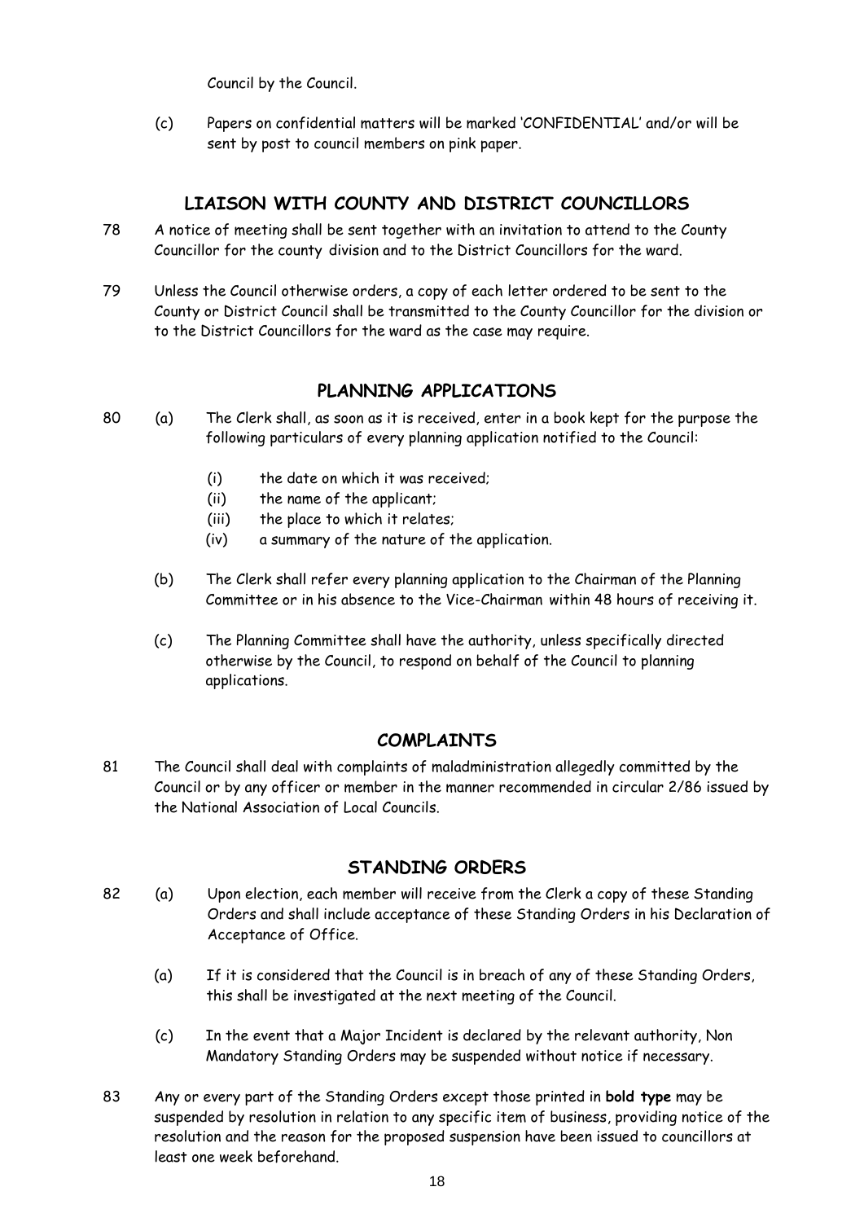Council by the Council.

(c) Papers on confidential matters will be marked 'CONFIDENTIAL' and/or will be sent by post to council members on pink paper.

## LIAISON WITH COUNTY AND DISTRICT COUNCILLORS

78 A notice of meeting shall be sent together with an invitation to attend to the County Councillor for the county division and to the District Councillors for the ward.

79 Unless the Council otherwise orders, a copy of each letter ordered to be sent to the County or District Council shall be transmitted to the County Councillor for the division or to the District Councillors for the ward as the case may require.

## PLANNING APPLICATIONS

80 (a) The Clerk shall, as soon as it is received, enter in a book kept for the purpose the following particulars of every planning application notified to the Council:

- (i) the date on which it was received;
- (ii) the name of the applicant;
- (iii) the place to which it relates;
- (iv) a summary of the nature of the application.

(b) The Clerk shall refer every planning application to the Chairman of the Planning Committee or in his absence to the Vice-Chairman within 48 hours of receiving it.

(c) The Planning Committee shall have the authority, unless specifically directed otherwise by the Council, to respond on behalf of the Council to planning applications.

## COMPLAINTS

81 The Council shall deal with complaints of maladministration allegedly committed by the Council or by any officer or member in the manner recommended in circular 2/86 issued by the National Association of Local Councils.

## STANDING ORDERS

82 (a) Upon election, each member will receive from the Clerk a copy of these Standing Orders and shall include acceptance of these Standing Orders in his Declaration of Acceptance of Office.

(a) If it is considered that the Council is in breach of any of these Standing Orders, this shall be investigated at the next meeting of the Council.

(c) In the event that a Major Incident is declared by the relevant authority, Non Mandatory Standing Orders may be suspended without notice if necessary.

83 Any or every part of the Standing Orders except those printed in **bold type** may be suspended by resolution in relation to any specific item of business, providing notice of the resolution and the reason for the proposed suspension have been issued to councillors at least one week beforehand.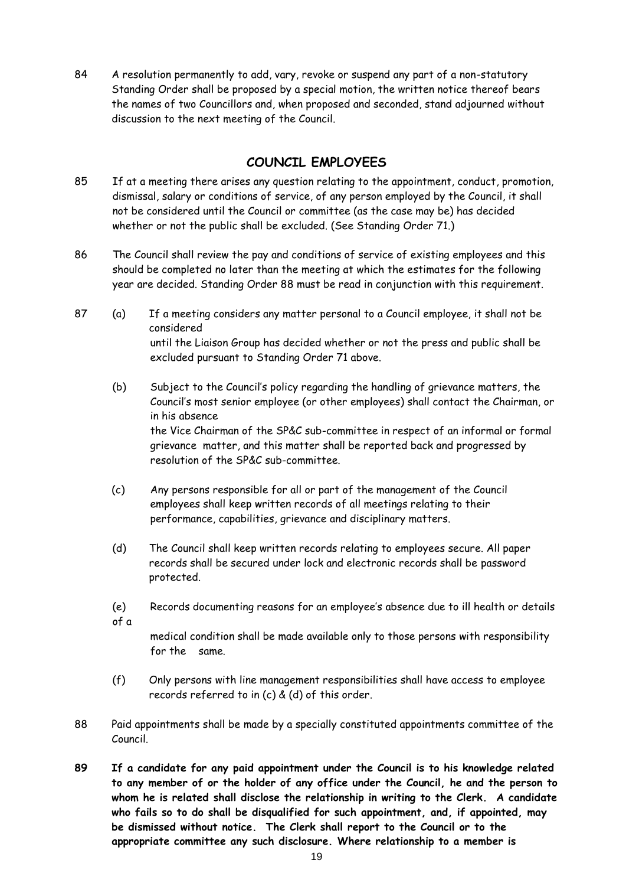84 A resolution permanently to add, vary, revoke or suspend any part of a non-statutory Standing Order shall be proposed by a special motion, the written notice thereof bears the names of two Councillors and, when proposed and seconded, stand adjourned without discussion to the next meeting of the Council.

## COUNCIL EMPLOYEES

85 If at a meeting there arises any question relating to the appointment, conduct, promotion, dismissal, salary or conditions of service, of any person employed by the Council, it shall not be considered until the Council or committee (as the case may be) has decided whether or not the public shall be excluded. (See Standing Order 71.)

86 The Council shall review the pay and conditions of service of existing employees and this should be completed no later than the meeting at which the estimates for the following year are decided. Standing Order 88 must be read in conjunction with this requirement.

87 (a) If a meeting considers any matter personal to a Council employee, it shall not be considered until the Liaison Group has decided whether or not the press and public shall be excluded pursuant to Standing Order 71 above.

(b) Subject to the Council's policy regarding the handling of grievance matters, the Council's most senior employee (or other employees) shall contact the Chairman, or in his absence the Vice Chairman of the SP&C sub-committee in respect of an informal or formal grievance matter, and this matter shall be reported back and progressed by resolution of the SP&C sub-committee.

(c) Any persons responsible for all or part of the management of the Council employees shall keep written records of all meetings relating to their performance, capabilities, grievance and disciplinary matters.

(d) The Council shall keep written records relating to employees secure. All paper records shall be secured under lock and electronic records shall be password protected.

(e) Records documenting reasons for an employee's absence due to ill health or details of a medical condition shall be made available only to those persons with responsibility for the same.

(f) Only persons with line management responsibilities shall have access to employee records referred to in (c) & (d) of this order.

88 Paid appointments shall be made by a specially constituted appointments committee of the Council.

**89 If a candidate for any paid appointment under the Council is to his knowledge related to any member of or the holder of any office under the Council, he and the person to whom he is related shall disclose the relationship in writing to the Clerk. A candidate who fails so to do shall be disqualified for such appointment, and, if appointed, may be dismissed without notice. The Clerk shall report to the Council or to the appropriate committee any such disclosure. Where relationship to a member is**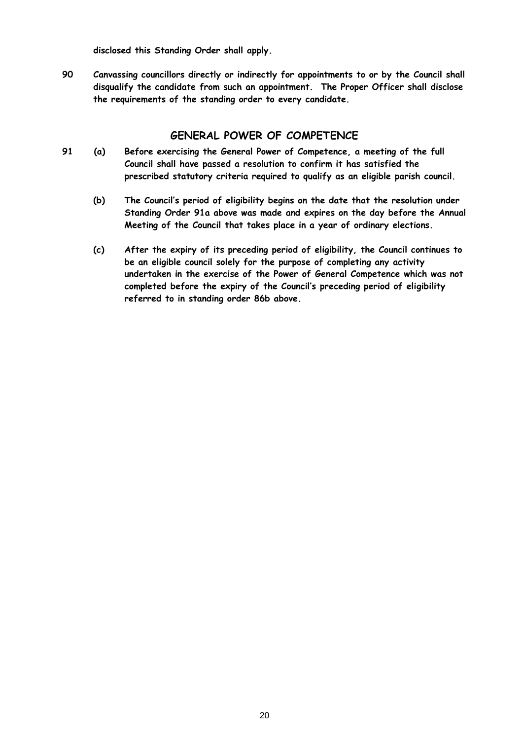**disclosed this Standing Order shall apply.**

**90 Canvassing councillors directly or indirectly for appointments to or by the Council shall disqualify the candidate from such an appointment. The Proper Officer shall disclose the requirements of the standing order to every candidate.**

## GENERAL POWER OF COMPETENCE

**91 (a) Before exercising the General Power of Competence, a meeting of the full Council shall have passed a resolution to confirm it has satisfied the prescribed statutory criteria required to qualify as an eligible parish council.**

**(b) The Council's period of eligibility begins on the date that the resolution under Standing Order 91a above was made and expires on the day before the Annual Meeting of the Council that takes place in a year of ordinary elections.**

**(c) After the expiry of its preceding period of eligibility, the Council continues to be an eligible council solely for the purpose of completing any activity undertaken in the exercise of the Power of General Competence which was not completed before the expiry of the Council's preceding period of eligibility referred to in standing order 86b above.**